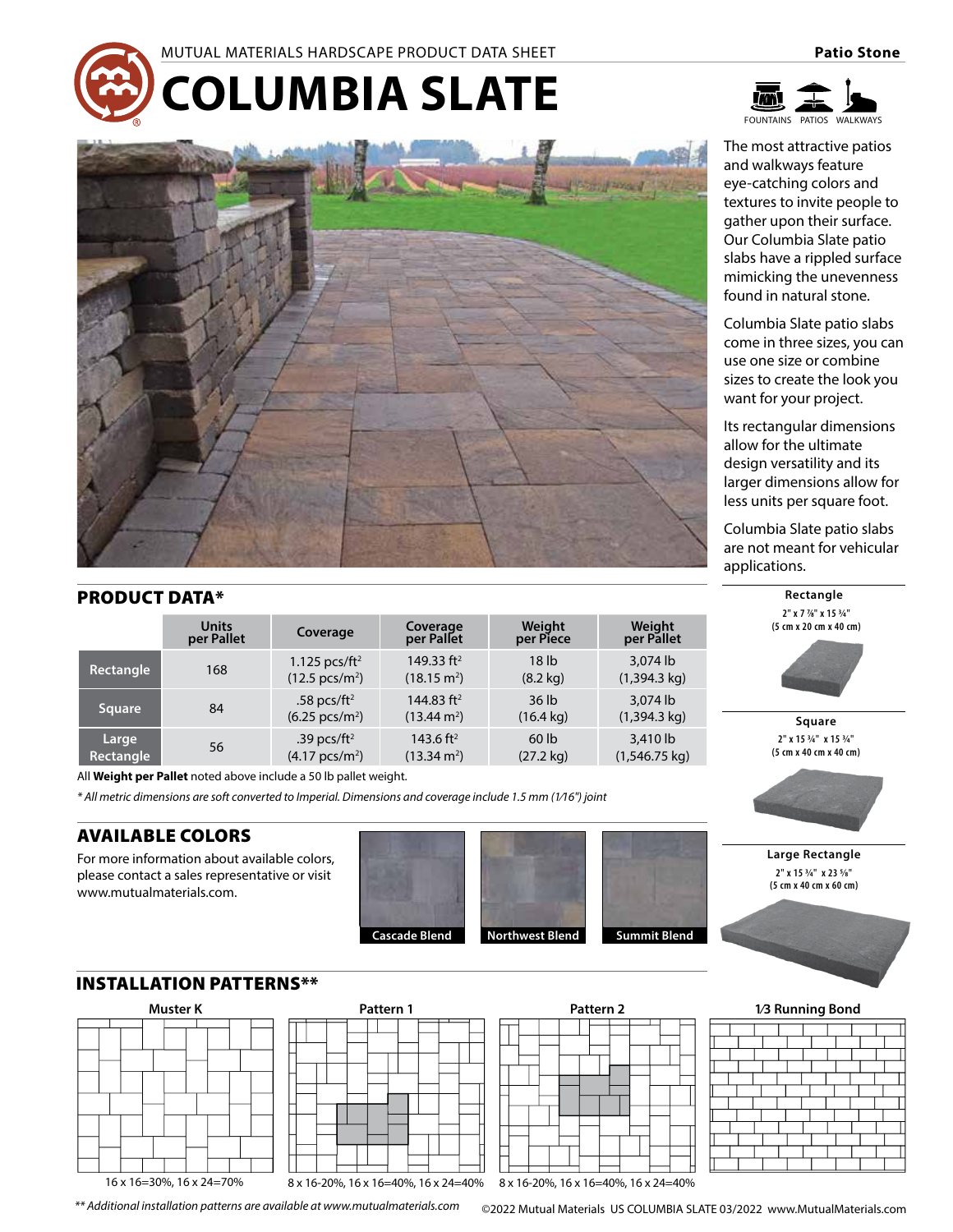MUTUAL MATERIALS HARDSCAPE PRODUCT DATA SHEET

# COLUMBIA SLATE

**Patio Stone**

FOUNTAINS PATIOS WALKWAYS

The most attractive patios and walkways feature eye-catching colors and textures to invite people to gather upon their surface. Our Columbia Slate patio slabs have a rippled surface mimicking the unevenness found in natural stone.

Columbia Slate patio slabs come in three sizes, you can use one size or combine sizes to create the look you want for your project.

Its rectangular dimensions allow for the ultimate design versatility and its larger dimensions allow for less units per square foot.

Columbia Slate patio slabs are not meant for vehicular applications.

## PRODUCT DATA*

| | Units per Pallet | Coverage | Coverage per Pallet | Weight per Piece | Weight per Pallet |
|---|---|---|---|---|---|
| **Rectangle** | 168 | 1.125 pcs/ft² (12.5 pcs/m²) | 149.33 ft² (18.15 m²) | 18 lb (8.2 kg) | 3,074 lb (1,394.3 kg) |
| **Square** | 84 | .58 pcs/ft² (6.25 pcs/m²) | 144.83 ft² (13.44 m²) | 36 lb (16.4 kg) | 3,074 lb (1,394.3 kg) |
| **Large Rectangle** | 56 | .39 pcs/ft² (4.17 pcs/m²) | 143.6 ft² (13.34 m²) | 60 lb (27.2 kg) | 3,410 lb (1,546.75 kg) |

All **Weight per Pallet** noted above include a 50 lb pallet weight.

*\* All metric dimensions are soft converted to Imperial. Dimensions and coverage include 1.5 mm (1⁄16") joint*

**Rectangle**
2" x 7 ⅞" x 15 ¾"
(5 cm x 20 cm x 40 cm)

**Square**
2" x 15 ¾" x 15 ¾"
(5 cm x 40 cm x 40 cm)

**Large Rectangle**
2" x 15 ¾" x 23 ⅝"
(5 cm x 40 cm x 60 cm)

## AVAILABLE COLORS

For more information about available colors, please contact a sales representative or visit www.mutualmaterials.com.

Cascade Blend | Northwest Blend | Summit Blend

## INSTALLATION PATTERNS**

**Muster K**
16 x 16=30%, 16 x 24=70%

**Pattern 1**
8 x 16-20%, 16 x 16=40%, 16 x 24=40%

**Pattern 2**
8 x 16-20%, 16 x 16=40%, 16 x 24=40%

**1⁄3 Running Bond**

*\*\* Additional installation patterns are available at www.mutualmaterials.com*

©2022 Mutual Materials US COLUMBIA SLATE 03/2022 www.MutualMaterials.com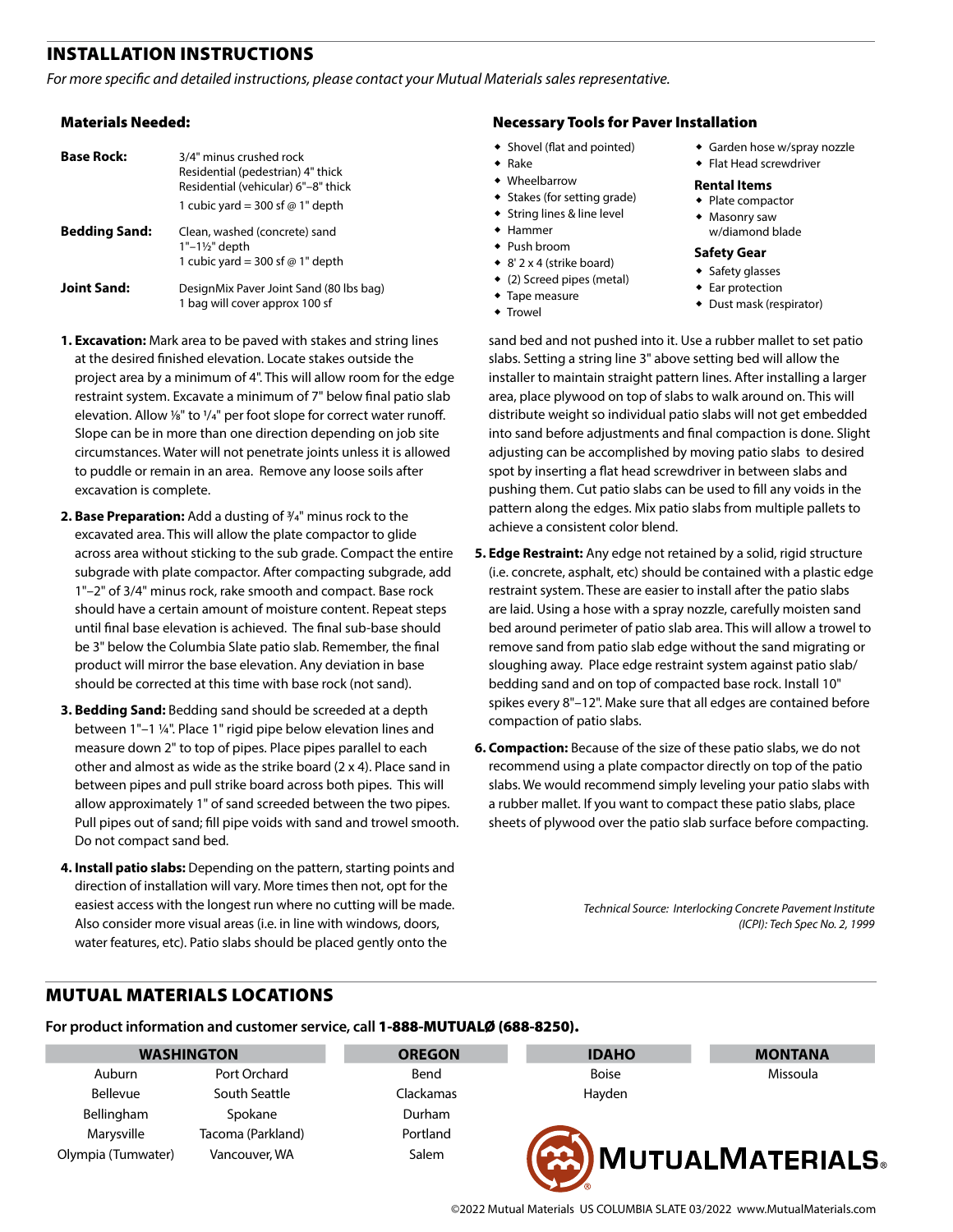## INSTALLATION INSTRUCTIONS

*For more specific and detailed instructions, please contact your Mutual Materials sales representative.*

### Materials Needed:

| | |
|---|---|
| **Base Rock:** | 3/4" minus crushed rock<br>Residential (pedestrian) 4" thick<br>Residential (vehicular) 6"–8" thick<br>1 cubic yard = 300 sf @ 1" depth |
| **Bedding Sand:** | Clean, washed (concrete) sand<br>1"–1½" depth<br>1 cubic yard = 300 sf @ 1" depth |
| **Joint Sand:** | DesignMix Paver Joint Sand (80 lbs bag)<br>1 bag will cover approx 100 sf |

### Necessary Tools for Paver Installation

- Shovel (flat and pointed)
- Rake
- Wheelbarrow
- Stakes (for setting grade)
- String lines & line level
- Hammer
- Push broom
- 8' 2 x 4 (strike board)
- (2) Screed pipes (metal)
- Tape measure
- Trowel
- Garden hose w/spray nozzle
- Flat Head screwdriver

**Rental Items**

- Plate compactor
- Masonry saw w/diamond blade

**Safety Gear**

- Safety glasses
- Ear protection
- Dust mask (respirator)

1. **Excavation:** Mark area to be paved with stakes and string lines at the desired finished elevation. Locate stakes outside the project area by a minimum of 4". This will allow room for the edge restraint system. Excavate a minimum of 7" below final patio slab elevation. Allow ⅛" to ¼" per foot slope for correct water runoff. Slope can be in more than one direction depending on job site circumstances. Water will not penetrate joints unless it is allowed to puddle or remain in an area. Remove any loose soils after excavation is complete.

2. **Base Preparation:** Add a dusting of ¾" minus rock to the excavated area. This will allow the plate compactor to glide across area without sticking to the sub grade. Compact the entire subgrade with plate compactor. After compacting subgrade, add 1"–2" of 3/4" minus rock, rake smooth and compact. Base rock should have a certain amount of moisture content. Repeat steps until final base elevation is achieved. The final sub-base should be 3" below the Columbia Slate patio slab. Remember, the final product will mirror the base elevation. Any deviation in base should be corrected at this time with base rock (not sand).

3. **Bedding Sand:** Bedding sand should be screeded at a depth between 1"–1 ¼". Place 1" rigid pipe below elevation lines and measure down 2" to top of pipes. Place pipes parallel to each other and almost as wide as the strike board (2 x 4). Place sand in between pipes and pull strike board across both pipes. This will allow approximately 1" of sand screeded between the two pipes. Pull pipes out of sand; fill pipe voids with sand and trowel smooth. Do not compact sand bed.

4. **Install patio slabs:** Depending on the pattern, starting points and direction of installation will vary. More times then not, opt for the easiest access with the longest run where no cutting will be made. Also consider more visual areas (i.e. in line with windows, doors, water features, etc). Patio slabs should be placed gently onto the sand bed and not pushed into it. Use a rubber mallet to set patio slabs. Setting a string line 3" above setting bed will allow the installer to maintain straight pattern lines. After installing a larger area, place plywood on top of slabs to walk around on. This will distribute weight so individual patio slabs will not get embedded into sand before adjustments and final compaction is done. Slight adjusting can be accomplished by moving patio slabs to desired spot by inserting a flat head screwdriver in between slabs and pushing them. Cut patio slabs can be used to fill any voids in the pattern along the edges. Mix patio slabs from multiple pallets to achieve a consistent color blend.

5. **Edge Restraint:** Any edge not retained by a solid, rigid structure (i.e. concrete, asphalt, etc) should be contained with a plastic edge restraint system. These are easier to install after the patio slabs are laid. Using a hose with a spray nozzle, carefully moisten sand bed around perimeter of patio slab area. This will allow a trowel to remove sand from patio slab edge without the sand migrating or sloughing away. Place edge restraint system against patio slab/bedding sand and on top of compacted base rock. Install 10" spikes every 8"–12". Make sure that all edges are contained before compaction of patio slabs.

6. **Compaction:** Because of the size of these patio slabs, we do not recommend using a plate compactor directly on top of the patio slabs. We would recommend simply leveling your patio slabs with a rubber mallet. If you want to compact these patio slabs, place sheets of plywood over the patio slab surface before compacting.

*Technical Source: Interlocking Concrete Pavement Institute (ICPI): Tech Spec No. 2, 1999*

## MUTUAL MATERIALS LOCATIONS

**For product information and customer service, call 1-888-MUTUALØ (688-8250).**

| WASHINGTON | | OREGON | IDAHO | MONTANA |
|---|---|---|---|---|
| Auburn | Port Orchard | Bend | Boise | Missoula |
| Bellevue | South Seattle | Clackamas | Hayden | |
| Bellingham | Spokane | Durham | | |
| Marysville | Tacoma (Parkland) | Portland | | |
| Olympia (Tumwater) | Vancouver, WA | Salem | | |

MUTUALMATERIALS®

©2022 Mutual Materials US COLUMBIA SLATE 03/2022 www.MutualMaterials.com